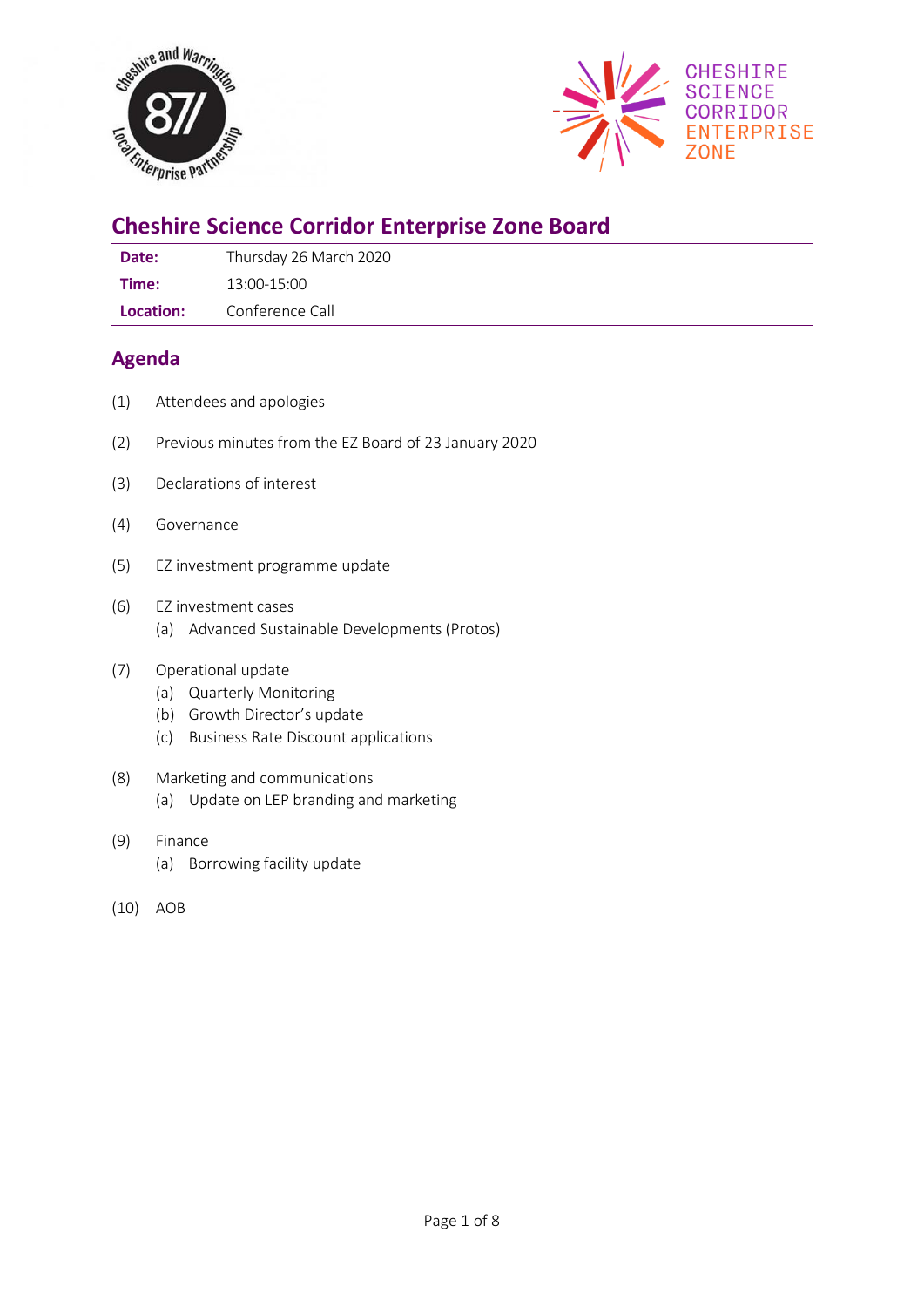# Cheshire Science Corridor Enterprise Zone Board

| | |
|---|---|
| **Date:** | Thursday 26 March 2020 |
| **Time:** | 13:00-15:00 |
| **Location:** | Conference Call |

## Agenda

(1) Attendees and apologies

(2) Previous minutes from the EZ Board of 23 January 2020

(3) Declarations of interest

(4) Governance

(5) EZ investment programme update

(6) EZ investment cases
- (a) Advanced Sustainable Developments (Protos)

(7) Operational update
- (a) Quarterly Monitoring
- (b) Growth Director's update
- (c) Business Rate Discount applications

(8) Marketing and communications
- (a) Update on LEP branding and marketing

(9) Finance
- (a) Borrowing facility update

(10) AOB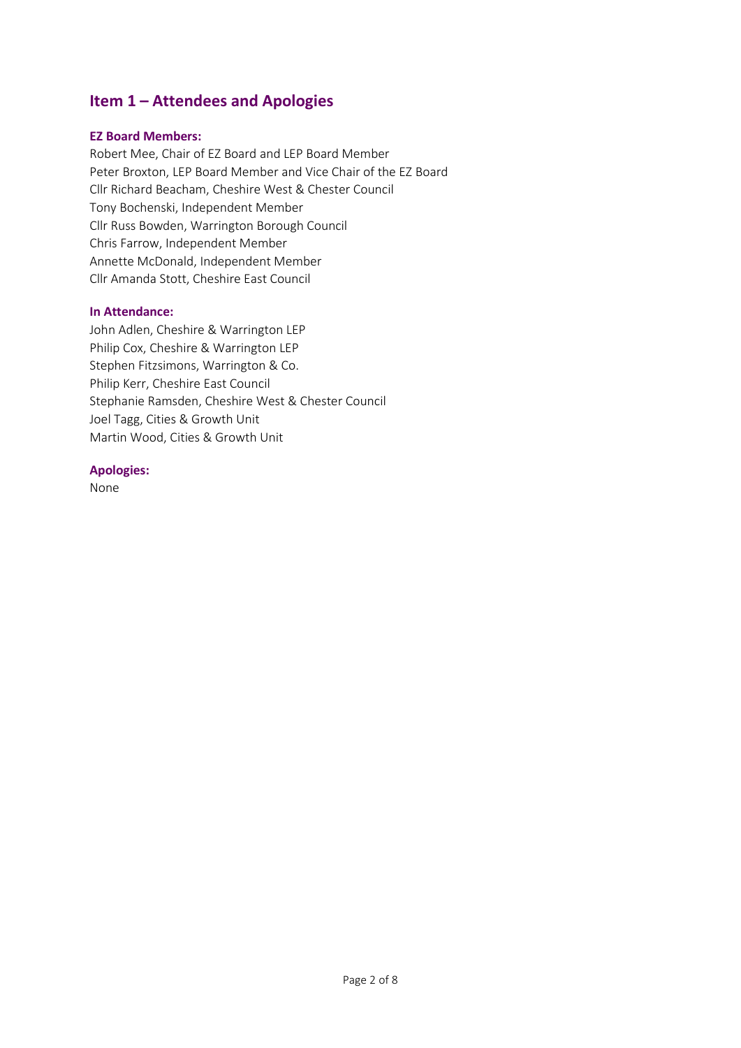## Item 1 – Attendees and Apologies

### EZ Board Members:

Robert Mee, Chair of EZ Board and LEP Board Member
Peter Broxton, LEP Board Member and Vice Chair of the EZ Board
Cllr Richard Beacham, Cheshire West & Chester Council
Tony Bochenski, Independent Member
Cllr Russ Bowden, Warrington Borough Council
Chris Farrow, Independent Member
Annette McDonald, Independent Member
Cllr Amanda Stott, Cheshire East Council

### In Attendance:

John Adlen, Cheshire & Warrington LEP
Philip Cox, Cheshire & Warrington LEP
Stephen Fitzsimons, Warrington & Co.
Philip Kerr, Cheshire East Council
Stephanie Ramsden, Cheshire West & Chester Council
Joel Tagg, Cities & Growth Unit
Martin Wood, Cities & Growth Unit

### Apologies:

None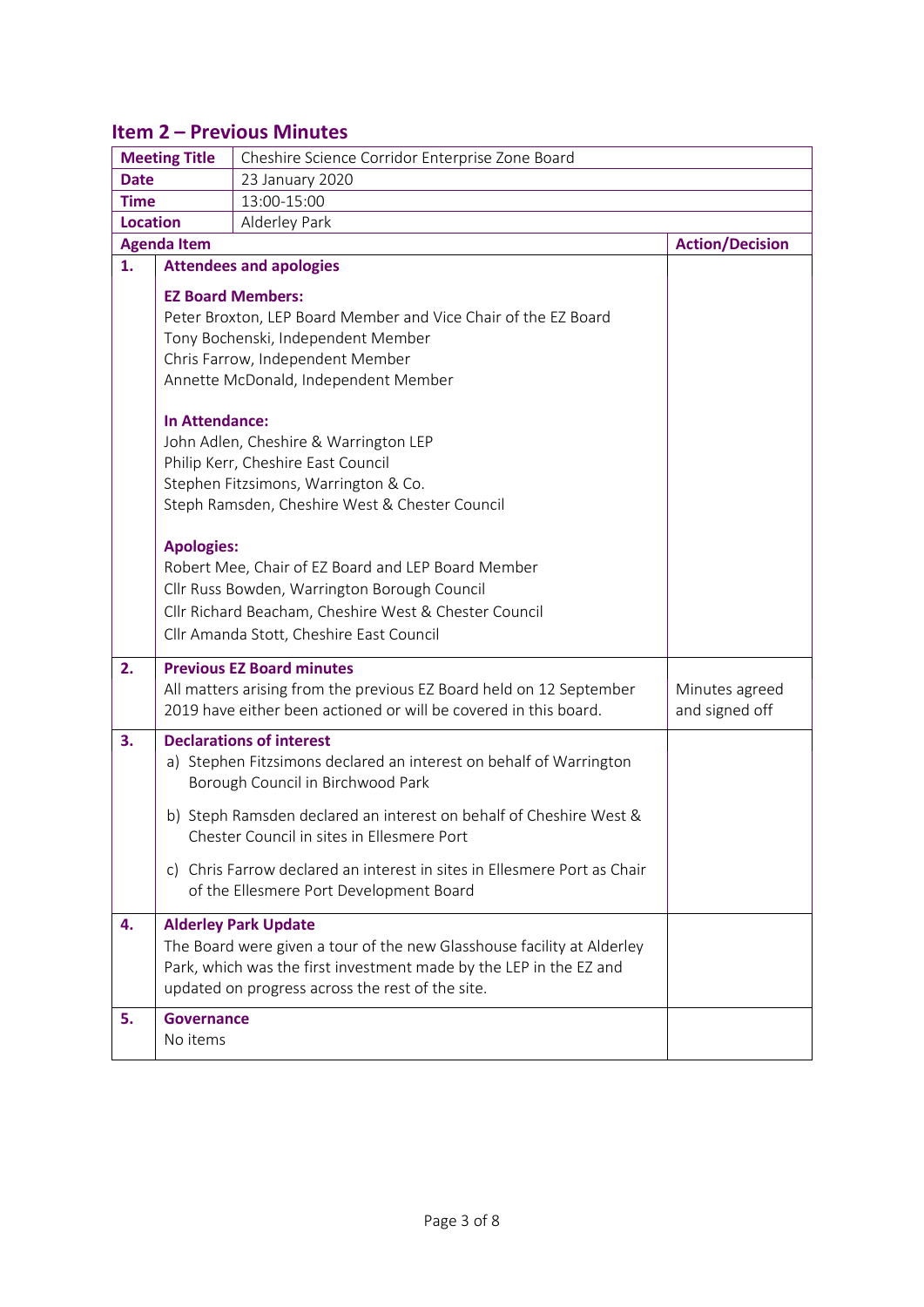## Item 2 – Previous Minutes

| **Meeting Title** | Cheshire Science Corridor Enterprise Zone Board | |
|---|---|---|
| **Date** | 23 January 2020 | |
| **Time** | 13:00-15:00 | |
| **Location** | Alderley Park | |
| **Agenda Item** | | **Action/Decision** |
| **1.** | **Attendees and apologies**<br><br>**EZ Board Members:**<br>Peter Broxton, LEP Board Member and Vice Chair of the EZ Board<br>Tony Bochenski, Independent Member<br>Chris Farrow, Independent Member<br>Annette McDonald, Independent Member<br><br>**In Attendance:**<br>John Adlen, Cheshire & Warrington LEP<br>Philip Kerr, Cheshire East Council<br>Stephen Fitzsimons, Warrington & Co.<br>Steph Ramsden, Cheshire West & Chester Council<br><br>**Apologies:**<br>Robert Mee, Chair of EZ Board and LEP Board Member<br>Cllr Russ Bowden, Warrington Borough Council<br>Cllr Richard Beacham, Cheshire West & Chester Council<br>Cllr Amanda Stott, Cheshire East Council | |
| **2.** | **Previous EZ Board minutes**<br>All matters arising from the previous EZ Board held on 12 September 2019 have either been actioned or will be covered in this board. | Minutes agreed and signed off |
| **3.** | **Declarations of interest**<br>a) Stephen Fitzsimons declared an interest on behalf of Warrington Borough Council in Birchwood Park<br>b) Steph Ramsden declared an interest on behalf of Cheshire West & Chester Council in sites in Ellesmere Port<br>c) Chris Farrow declared an interest in sites in Ellesmere Port as Chair of the Ellesmere Port Development Board | |
| **4.** | **Alderley Park Update**<br>The Board were given a tour of the new Glasshouse facility at Alderley Park, which was the first investment made by the LEP in the EZ and updated on progress across the rest of the site. | |
| **5.** | **Governance**<br>No items | |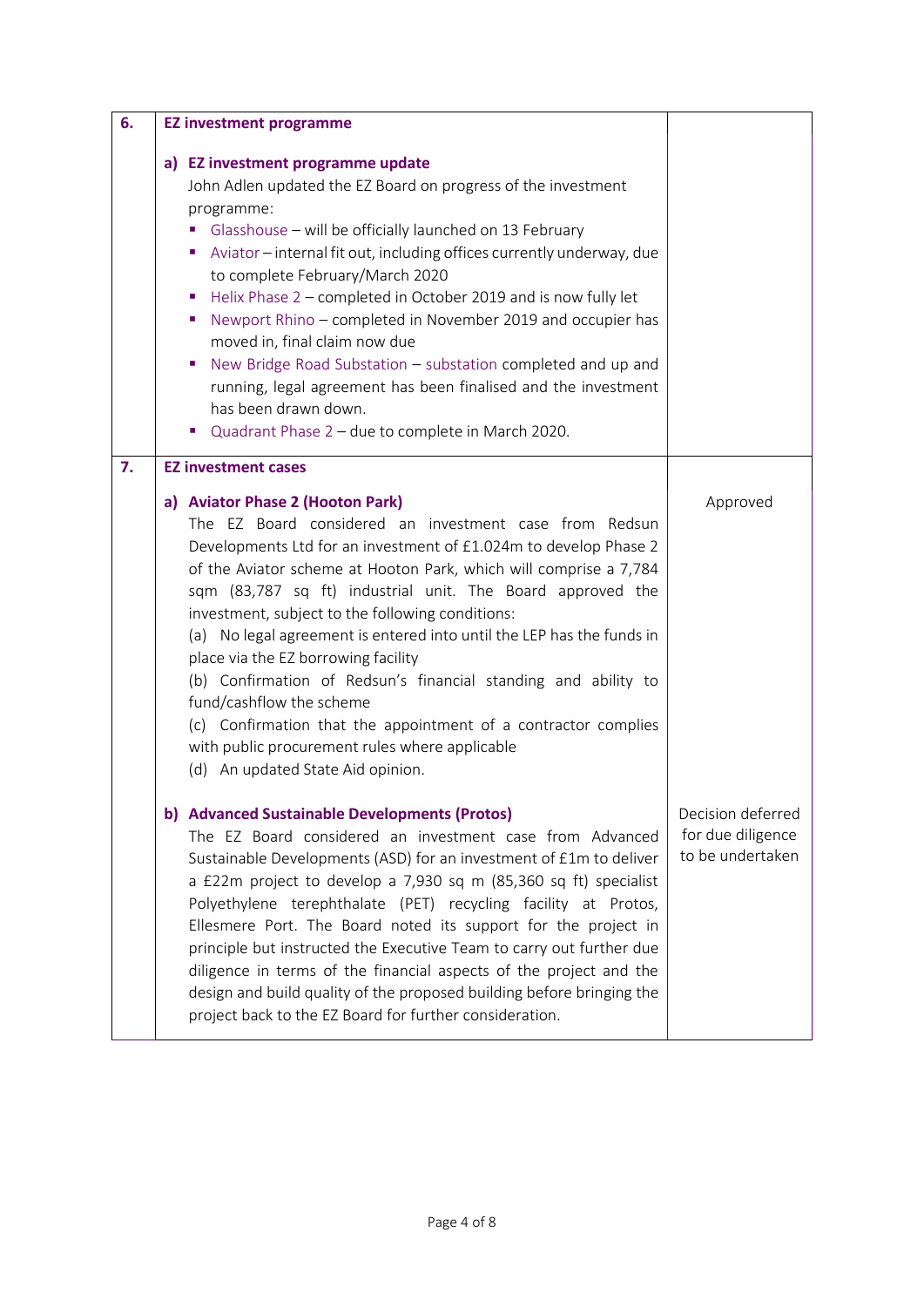| | | |
|---|---|---|
| **6.** | **EZ investment programme**<br><br>**a) EZ investment programme update**<br>John Adlen updated the EZ Board on progress of the investment programme:<br>▪ Glasshouse – will be officially launched on 13 February<br>▪ Aviator – internal fit out, including offices currently underway, due to complete February/March 2020<br>▪ Helix Phase 2 – completed in October 2019 and is now fully let<br>▪ Newport Rhino – completed in November 2019 and occupier has moved in, final claim now due<br>▪ New Bridge Road Substation – substation completed and up and running, legal agreement has been finalised and the investment has been drawn down.<br>▪ Quadrant Phase 2 – due to complete in March 2020. | |
| **7.** | **EZ investment cases**<br><br>**a) Aviator Phase 2 (Hooton Park)**<br>The EZ Board considered an investment case from Redsun Developments Ltd for an investment of £1.024m to develop Phase 2 of the Aviator scheme at Hooton Park, which will comprise a 7,784 sqm (83,787 sq ft) industrial unit. The Board approved the investment, subject to the following conditions:<br>(a) No legal agreement is entered into until the LEP has the funds in place via the EZ borrowing facility<br>(b) Confirmation of Redsun's financial standing and ability to fund/cashflow the scheme<br>(c) Confirmation that the appointment of a contractor complies with public procurement rules where applicable<br>(d) An updated State Aid opinion. | Approved |
| | **b) Advanced Sustainable Developments (Protos)**<br>The EZ Board considered an investment case from Advanced Sustainable Developments (ASD) for an investment of £1m to deliver a £22m project to develop a 7,930 sq m (85,360 sq ft) specialist Polyethylene terephthalate (PET) recycling facility at Protos, Ellesmere Port. The Board noted its support for the project in principle but instructed the Executive Team to carry out further due diligence in terms of the financial aspects of the project and the design and build quality of the proposed building before bringing the project back to the EZ Board for further consideration. | Decision deferred for due diligence to be undertaken |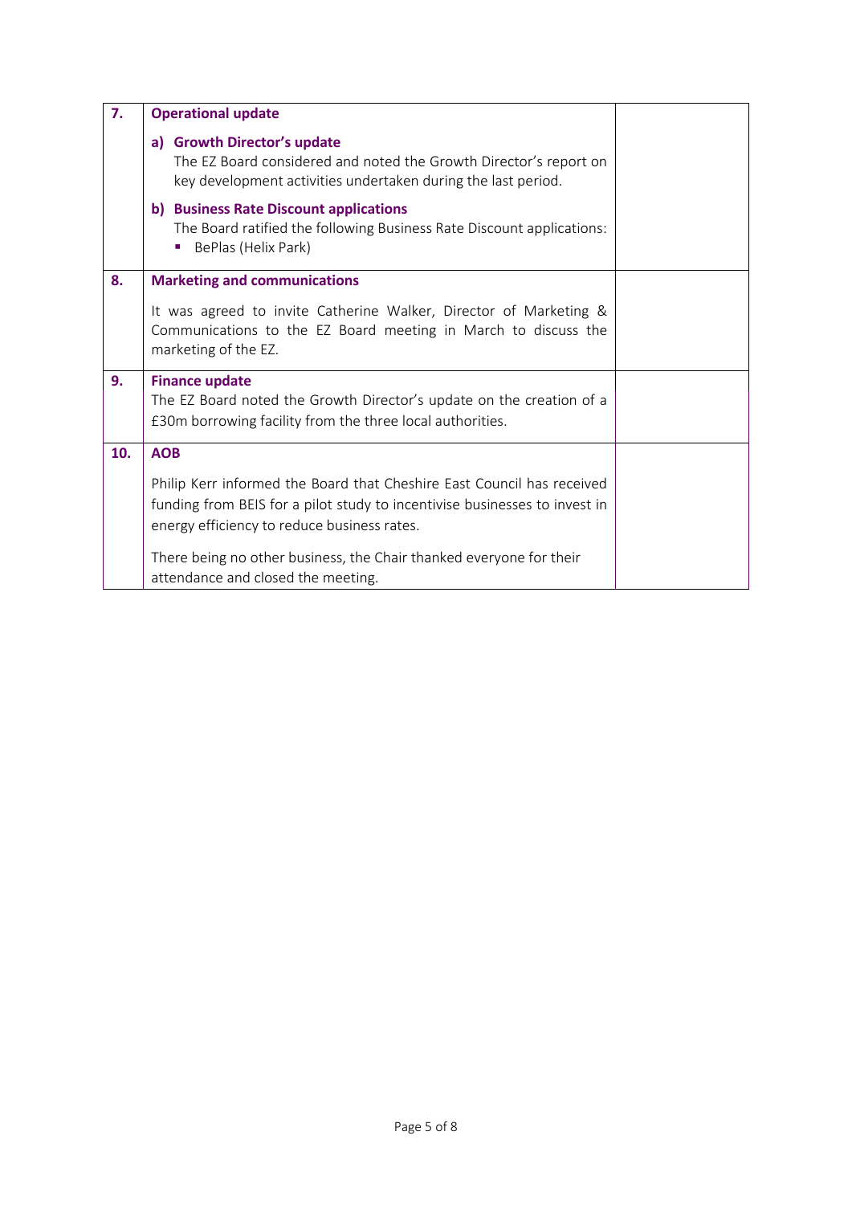| | | |
|---|---|---|
| **7.** | **Operational update**<br><br>**a) Growth Director's update**<br>The EZ Board considered and noted the Growth Director's report on key development activities undertaken during the last period.<br><br>**b) Business Rate Discount applications**<br>The Board ratified the following Business Rate Discount applications:<br>▪ BePlas (Helix Park) | |
| **8.** | **Marketing and communications**<br><br>It was agreed to invite Catherine Walker, Director of Marketing & Communications to the EZ Board meeting in March to discuss the marketing of the EZ. | |
| **9.** | **Finance update**<br>The EZ Board noted the Growth Director's update on the creation of a £30m borrowing facility from the three local authorities. | |
| **10.** | **AOB**<br><br>Philip Kerr informed the Board that Cheshire East Council has received funding from BEIS for a pilot study to incentivise businesses to invest in energy efficiency to reduce business rates.<br><br>There being no other business, the Chair thanked everyone for their attendance and closed the meeting. | |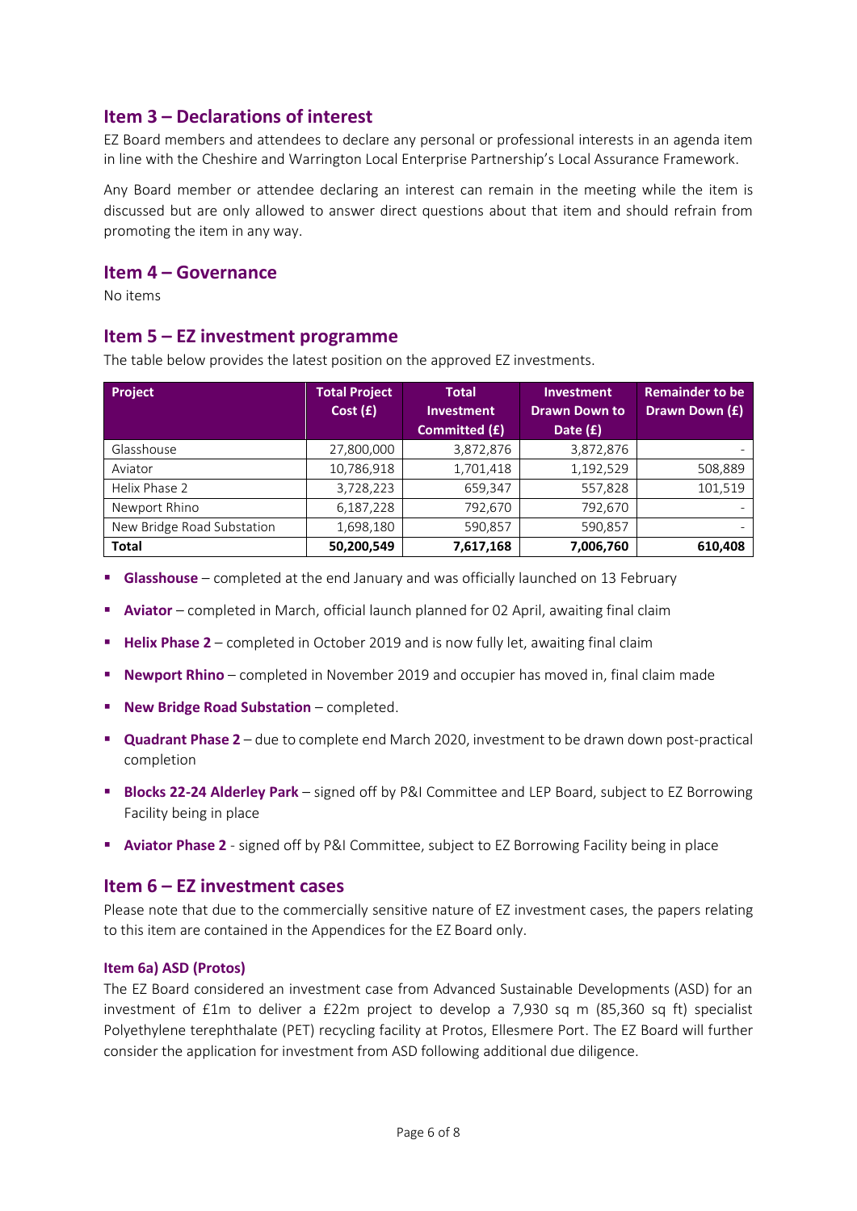## Item 3 – Declarations of interest

EZ Board members and attendees to declare any personal or professional interests in an agenda item in line with the Cheshire and Warrington Local Enterprise Partnership's Local Assurance Framework.

Any Board member or attendee declaring an interest can remain in the meeting while the item is discussed but are only allowed to answer direct questions about that item and should refrain from promoting the item in any way.

## Item 4 – Governance

No items

## Item 5 – EZ investment programme

The table below provides the latest position on the approved EZ investments.

| Project | Total Project Cost (£) | Total Investment Committed (£) | Investment Drawn Down to Date (£) | Remainder to be Drawn Down (£) |
|---|---|---|---|---|
| Glasshouse | 27,800,000 | 3,872,876 | 3,872,876 | - |
| Aviator | 10,786,918 | 1,701,418 | 1,192,529 | 508,889 |
| Helix Phase 2 | 3,728,223 | 659,347 | 557,828 | 101,519 |
| Newport Rhino | 6,187,228 | 792,670 | 792,670 | - |
| New Bridge Road Substation | 1,698,180 | 590,857 | 590,857 | - |
| **Total** | **50,200,549** | **7,617,168** | **7,006,760** | **610,408** |

- **Glasshouse** – completed at the end January and was officially launched on 13 February
- **Aviator** – completed in March, official launch planned for 02 April, awaiting final claim
- **Helix Phase 2** – completed in October 2019 and is now fully let, awaiting final claim
- **Newport Rhino** – completed in November 2019 and occupier has moved in, final claim made
- **New Bridge Road Substation** – completed.
- **Quadrant Phase 2** – due to complete end March 2020, investment to be drawn down post-practical completion
- **Blocks 22-24 Alderley Park** – signed off by P&I Committee and LEP Board, subject to EZ Borrowing Facility being in place
- **Aviator Phase 2** - signed off by P&I Committee, subject to EZ Borrowing Facility being in place

## Item 6 – EZ investment cases

Please note that due to the commercially sensitive nature of EZ investment cases, the papers relating to this item are contained in the Appendices for the EZ Board only.

### Item 6a) ASD (Protos)

The EZ Board considered an investment case from Advanced Sustainable Developments (ASD) for an investment of £1m to deliver a £22m project to develop a 7,930 sq m (85,360 sq ft) specialist Polyethylene terephthalate (PET) recycling facility at Protos, Ellesmere Port. The EZ Board will further consider the application for investment from ASD following additional due diligence.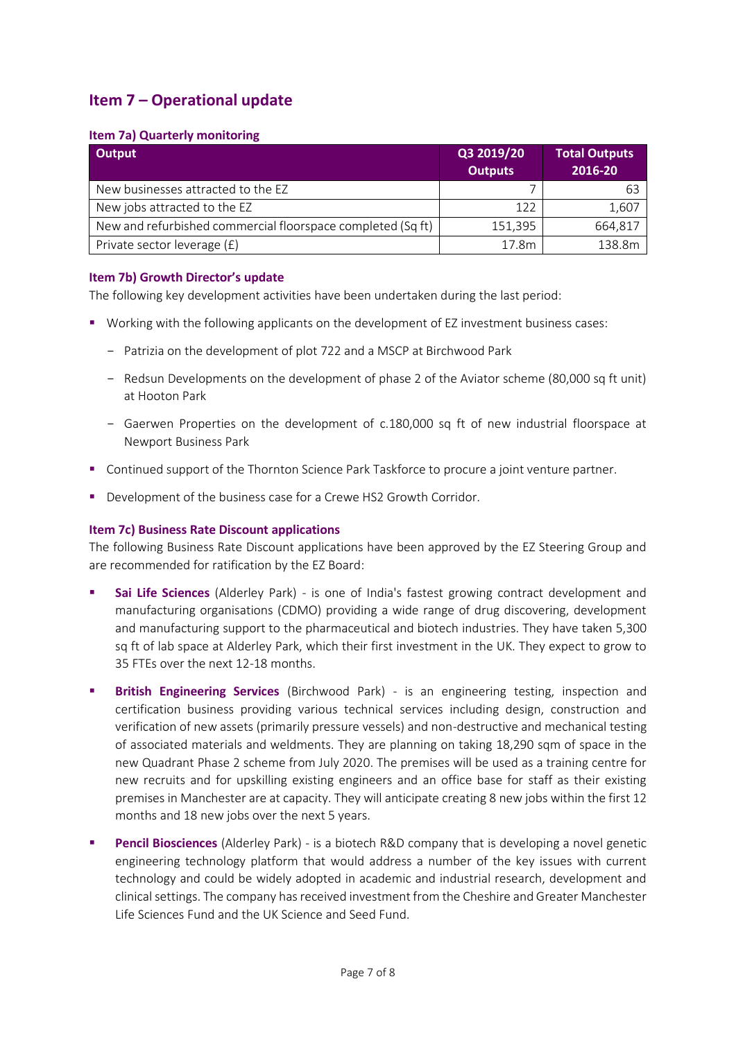## Item 7 – Operational update

### Item 7a) Quarterly monitoring

| Output | Q3 2019/20 Outputs | Total Outputs 2016-20 |
|---|---|---|
| New businesses attracted to the EZ | 7 | 63 |
| New jobs attracted to the EZ | 122 | 1,607 |
| New and refurbished commercial floorspace completed (Sq ft) | 151,395 | 664,817 |
| Private sector leverage (£) | 17.8m | 138.8m |

### Item 7b) Growth Director's update

The following key development activities have been undertaken during the last period:

- Working with the following applicants on the development of EZ investment business cases:
  - Patrizia on the development of plot 722 and a MSCP at Birchwood Park
  - Redsun Developments on the development of phase 2 of the Aviator scheme (80,000 sq ft unit) at Hooton Park
  - Gaerwen Properties on the development of c.180,000 sq ft of new industrial floorspace at Newport Business Park
- Continued support of the Thornton Science Park Taskforce to procure a joint venture partner.
- Development of the business case for a Crewe HS2 Growth Corridor.

### Item 7c) Business Rate Discount applications

The following Business Rate Discount applications have been approved by the EZ Steering Group and are recommended for ratification by the EZ Board:

- **Sai Life Sciences** (Alderley Park) - is one of India's fastest growing contract development and manufacturing organisations (CDMO) providing a wide range of drug discovering, development and manufacturing support to the pharmaceutical and biotech industries. They have taken 5,300 sq ft of lab space at Alderley Park, which their first investment in the UK. They expect to grow to 35 FTEs over the next 12-18 months.
- **British Engineering Services** (Birchwood Park) - is an engineering testing, inspection and certification business providing various technical services including design, construction and verification of new assets (primarily pressure vessels) and non-destructive and mechanical testing of associated materials and weldments. They are planning on taking 18,290 sqm of space in the new Quadrant Phase 2 scheme from July 2020. The premises will be used as a training centre for new recruits and for upskilling existing engineers and an office base for staff as their existing premises in Manchester are at capacity. They will anticipate creating 8 new jobs within the first 12 months and 18 new jobs over the next 5 years.
- **Pencil Biosciences** (Alderley Park) - is a biotech R&D company that is developing a novel genetic engineering technology platform that would address a number of the key issues with current technology and could be widely adopted in academic and industrial research, development and clinical settings. The company has received investment from the Cheshire and Greater Manchester Life Sciences Fund and the UK Science and Seed Fund.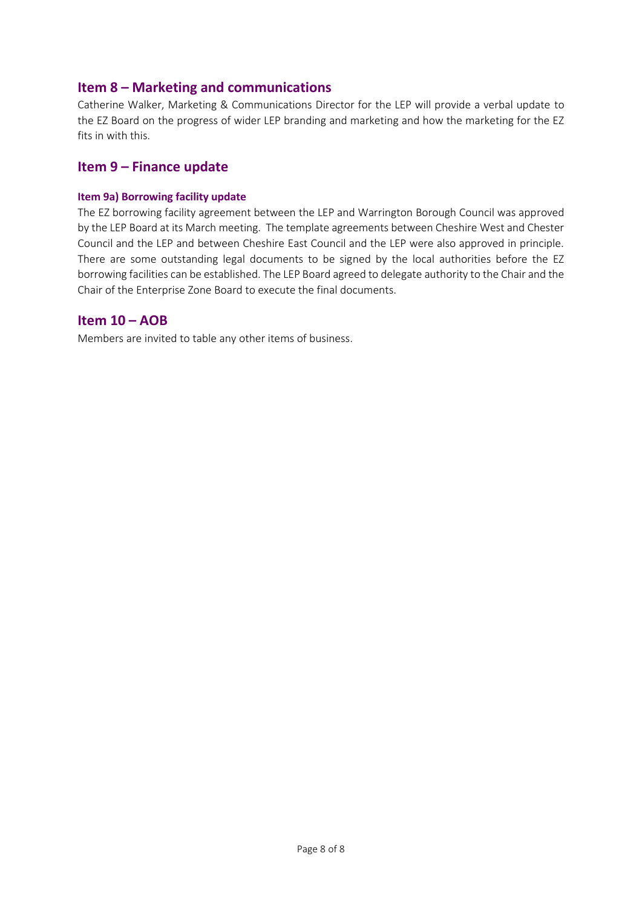## Item 8 – Marketing and communications

Catherine Walker, Marketing & Communications Director for the LEP will provide a verbal update to the EZ Board on the progress of wider LEP branding and marketing and how the marketing for the EZ fits in with this.

## Item 9 – Finance update

### Item 9a) Borrowing facility update

The EZ borrowing facility agreement between the LEP and Warrington Borough Council was approved by the LEP Board at its March meeting. The template agreements between Cheshire West and Chester Council and the LEP and between Cheshire East Council and the LEP were also approved in principle. There are some outstanding legal documents to be signed by the local authorities before the EZ borrowing facilities can be established. The LEP Board agreed to delegate authority to the Chair and the Chair of the Enterprise Zone Board to execute the final documents.

## Item 10 – AOB

Members are invited to table any other items of business.